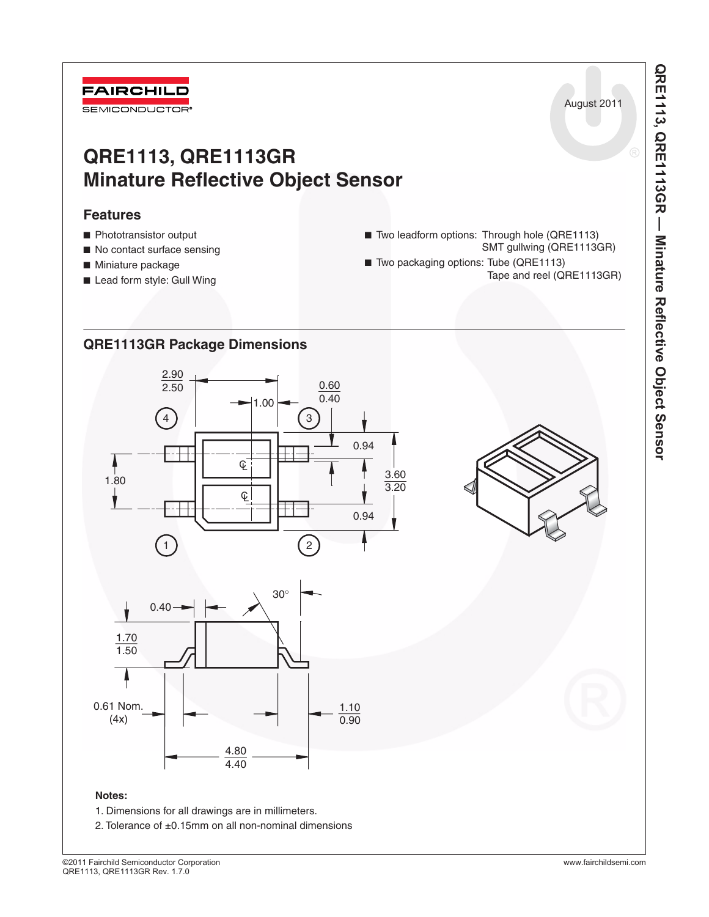August 2011

# QRE1113, QRE1113GR
# Minature Reflective Object Sensor

## Features

- Phototransistor output
- No contact surface sensing
- Miniature package
- Lead form style: Gull Wing
- Two leadform options: Through hole (QRE1113)
  SMT gullwing (QRE1113GR)
- Two packaging options: Tube (QRE1113)
  Tape and reel (QRE1113GR)

## QRE1113GR Package Dimensions

**Notes:**

1. Dimensions for all drawings are in millimeters.
2. Tolerance of ±0.15mm on all non-nominal dimensions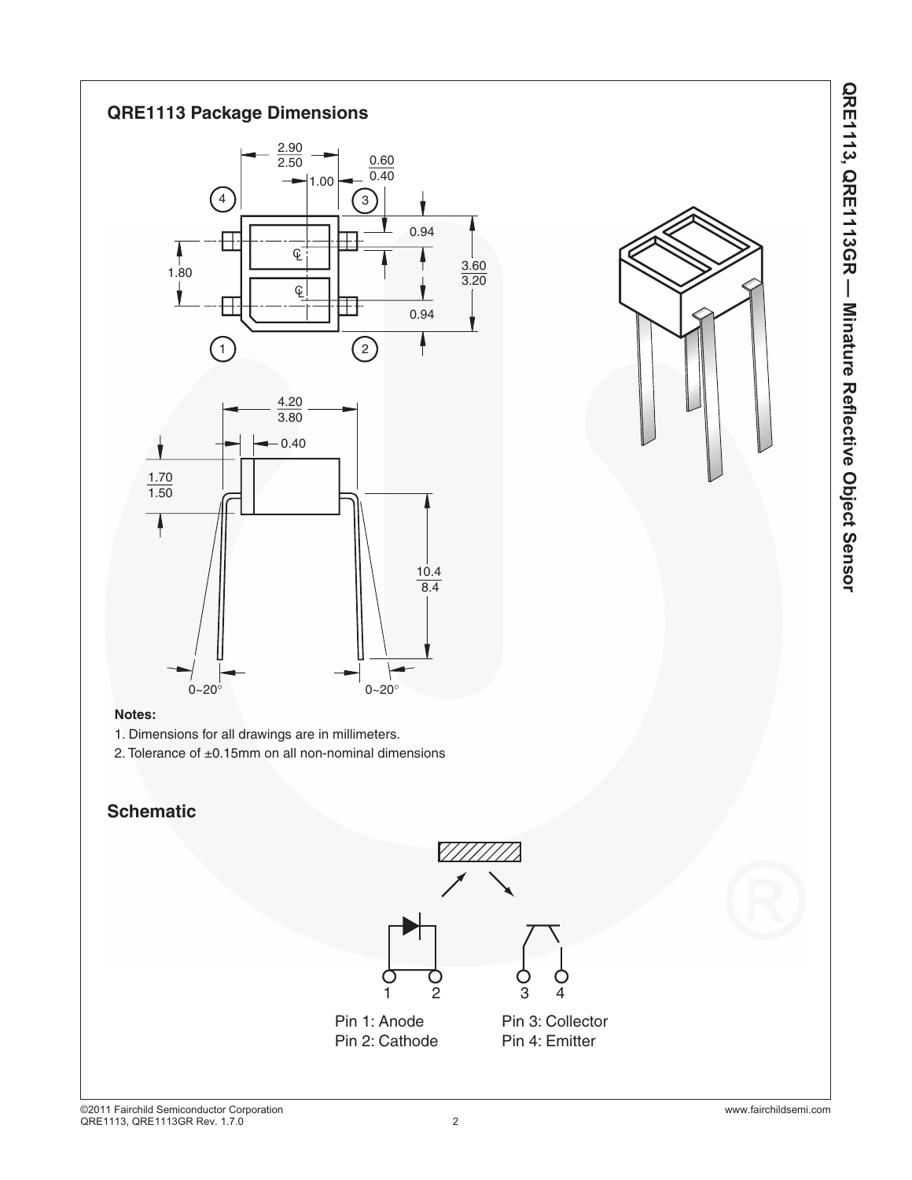## QRE1113 Package Dimensions

**Notes:**

1. Dimensions for all drawings are in millimeters.
2. Tolerance of ±0.15mm on all non-nominal dimensions

## Schematic

Pin 1: Anode
Pin 2: Cathode

Pin 3: Collector
Pin 4: Emitter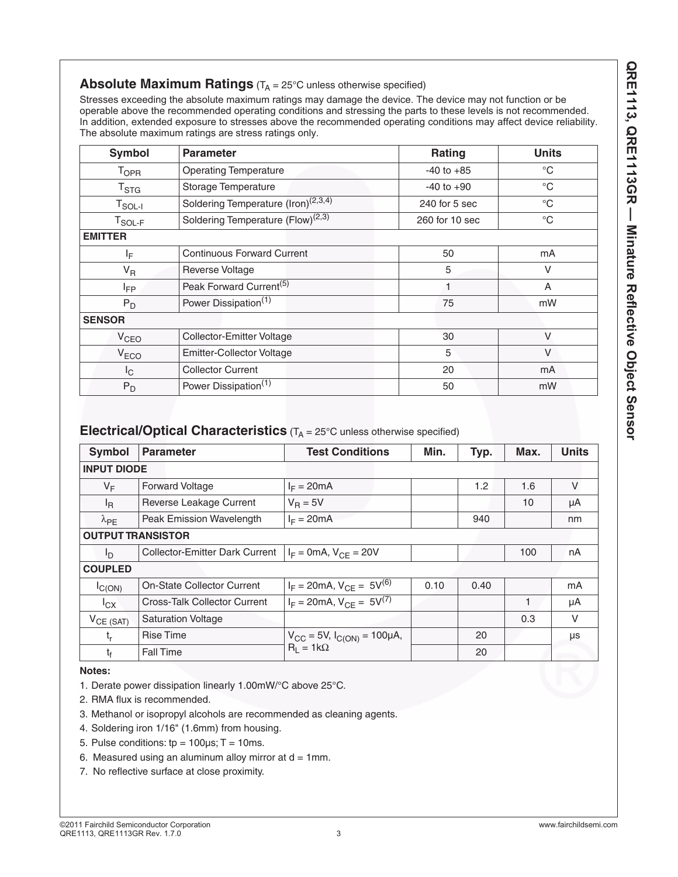## Absolute Maximum Ratings ($T_A$ = 25°C unless otherwise specified)

Stresses exceeding the absolute maximum ratings may damage the device. The device may not function or be operable above the recommended operating conditions and stressing the parts to these levels is not recommended. In addition, extended exposure to stresses above the recommended operating conditions may affect device reliability. The absolute maximum ratings are stress ratings only.

| Symbol | Parameter | Rating | Units |
|---|---|---|---|
| $T_{OPR}$ | Operating Temperature | -40 to +85 | °C |
| $T_{STG}$ | Storage Temperature | -40 to +90 | °C |
| $T_{SOL-I}$ | Soldering Temperature (Iron)[2,3,4] | 240 for 5 sec | °C |
| $T_{SOL-F}$ | Soldering Temperature (Flow)[2,3] | 260 for 10 sec | °C |
| **EMITTER** | | | |
| $I_F$ | Continuous Forward Current | 50 | mA |
| $V_R$ | Reverse Voltage | 5 | V |
| $I_{FP}$ | Peak Forward Current[5] | 1 | A |
| $P_D$ | Power Dissipation[1] | 75 | mW |
| **SENSOR** | | | |
| $V_{CEO}$ | Collector-Emitter Voltage | 30 | V |
| $V_{ECO}$ | Emitter-Collector Voltage | 5 | V |
| $I_C$ | Collector Current | 20 | mA |
| $P_D$ | Power Dissipation[1] | 50 | mW |

## Electrical/Optical Characteristics ($T_A$ = 25°C unless otherwise specified)

| Symbol | Parameter | Test Conditions | Min. | Typ. | Max. | Units |
|---|---|---|---|---|---|---|
| **INPUT DIODE** | | | | | | |
| $V_F$ | Forward Voltage | $I_F$ = 20mA | | 1.2 | 1.6 | V |
| $I_R$ | Reverse Leakage Current | $V_R$ = 5V | | | 10 | μA |
| $\lambda_{PE}$ | Peak Emission Wavelength | $I_F$ = 20mA | | 940 | | nm |
| **OUTPUT TRANSISTOR** | | | | | | |
| $I_D$ | Collector-Emitter Dark Current | $I_F$ = 0mA, $V_{CE}$ = 20V | | | 100 | nA |
| **COUPLED** | | | | | | |
| $I_{C(ON)}$ | On-State Collector Current | $I_F$ = 20mA, $V_{CE}$ = 5V[6] | 0.10 | 0.40 | | mA |
| $I_{CX}$ | Cross-Talk Collector Current | $I_F$ = 20mA, $V_{CE}$ = 5V[7] | | | 1 | μA |
| $V_{CE\ (SAT)}$ | Saturation Voltage | | | | 0.3 | V |
| $t_r$ | Rise Time | $V_{CC}$ = 5V, $I_{C(ON)}$ = 100μA, $R_L$ = 1kΩ | | 20 | | μs |
| $t_f$ | Fall Time | | | 20 | | |

**Notes:**

1. Derate power dissipation linearly 1.00mW/°C above 25°C.
2. RMA flux is recommended.
3. Methanol or isopropyl alcohols are recommended as cleaning agents.
4. Soldering iron 1/16" (1.6mm) from housing.
5. Pulse conditions: tp = 100μs; T = 10ms.
6. Measured using an aluminum alloy mirror at d = 1mm.
7. No reflective surface at close proximity.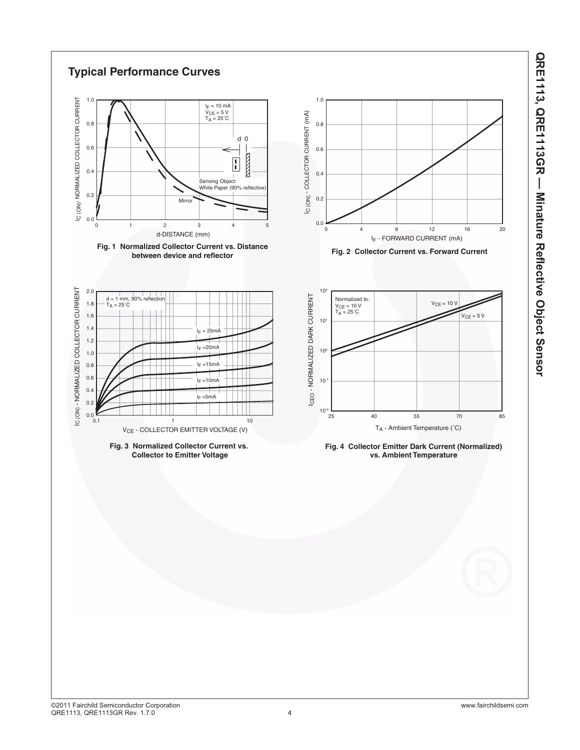## Typical Performance Curves

Fig. 1 Normalized Collector Current vs. Distance between device and reflector

Fig. 2 Collector Current vs. Forward Current

Fig. 3 Normalized Collector Current vs. Collector to Emitter Voltage

Fig. 4 Collector Emitter Dark Current (Normalized) vs. Ambient Temperature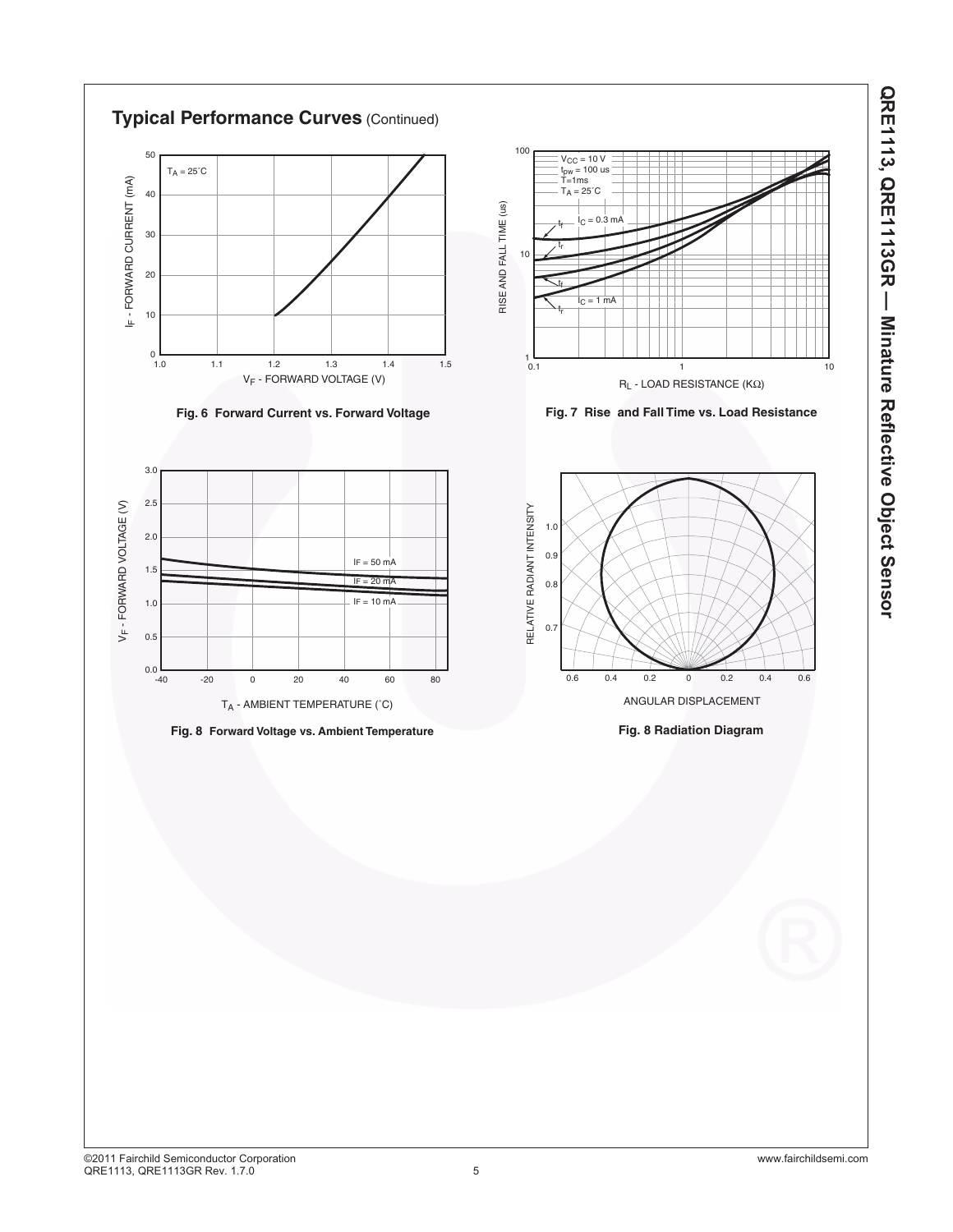## Typical Performance Curves (Continued)

Fig. 6 Forward Current vs. Forward Voltage

Fig. 7 Rise and Fall Time vs. Load Resistance

Fig. 8 Forward Voltage vs. Ambient Temperature

Fig. 8 Radiation Diagram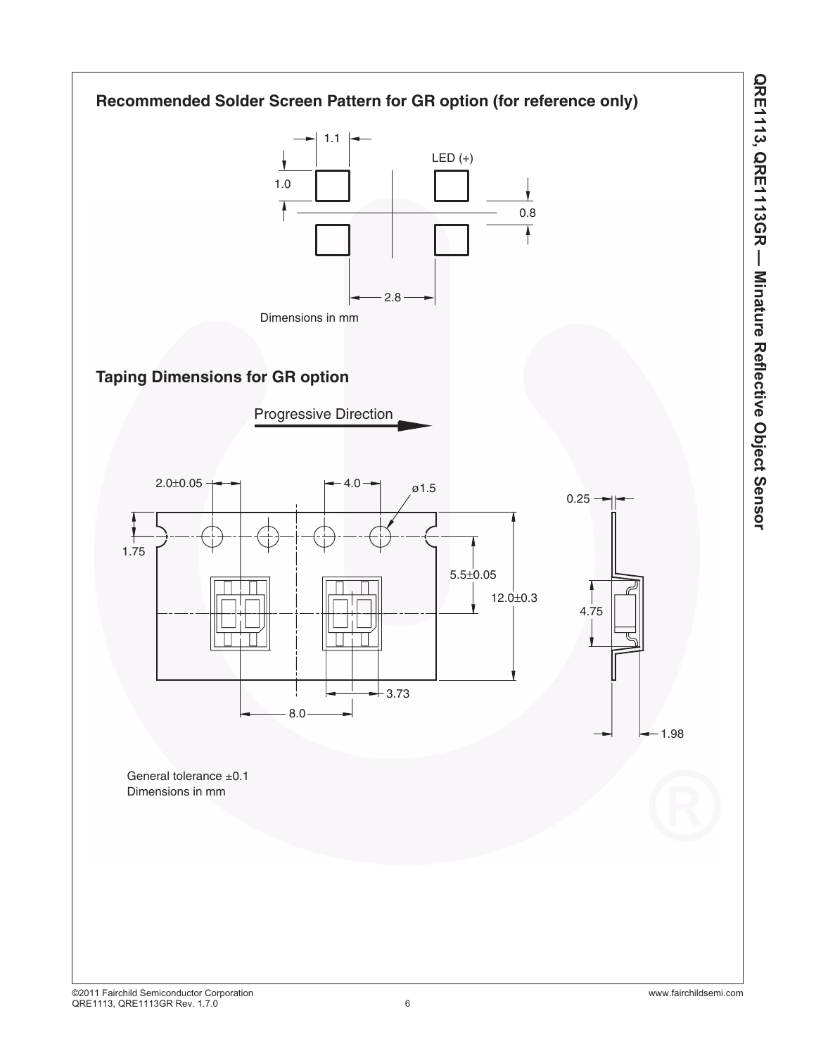## Recommended Solder Screen Pattern for GR option (for reference only)

1.1

1.0

LED (+)

0.8

2.8

Dimensions in mm

## Taping Dimensions for GR option

Progressive Direction

2.0±0.05

4.0

ø1.5

0.25

1.75

5.5±0.05

12.0±0.3

4.75

3.73

8.0

1.98

General tolerance ±0.1
Dimensions in mm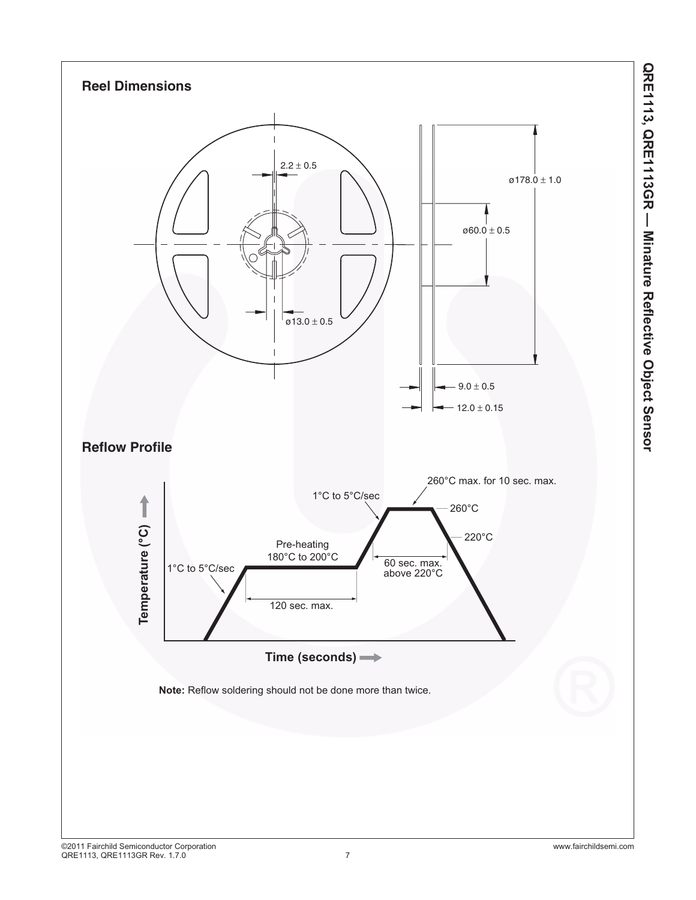## Reel Dimensions

2.2 ± 0.5

ø178.0 ± 1.0

ø60.0 ± 0.5

ø13.0 ± 0.5

9.0 ± 0.5

12.0 ± 0.15

## Reflow Profile

260°C max. for 10 sec. max.

1°C to 5°C/sec

260°C

220°C

Pre-heating
180°C to 200°C

1°C to 5°C/sec

60 sec. max.
above 220°C

120 sec. max.

Temperature (°C)

Time (seconds)

**Note:** Reflow soldering should not be done more than twice.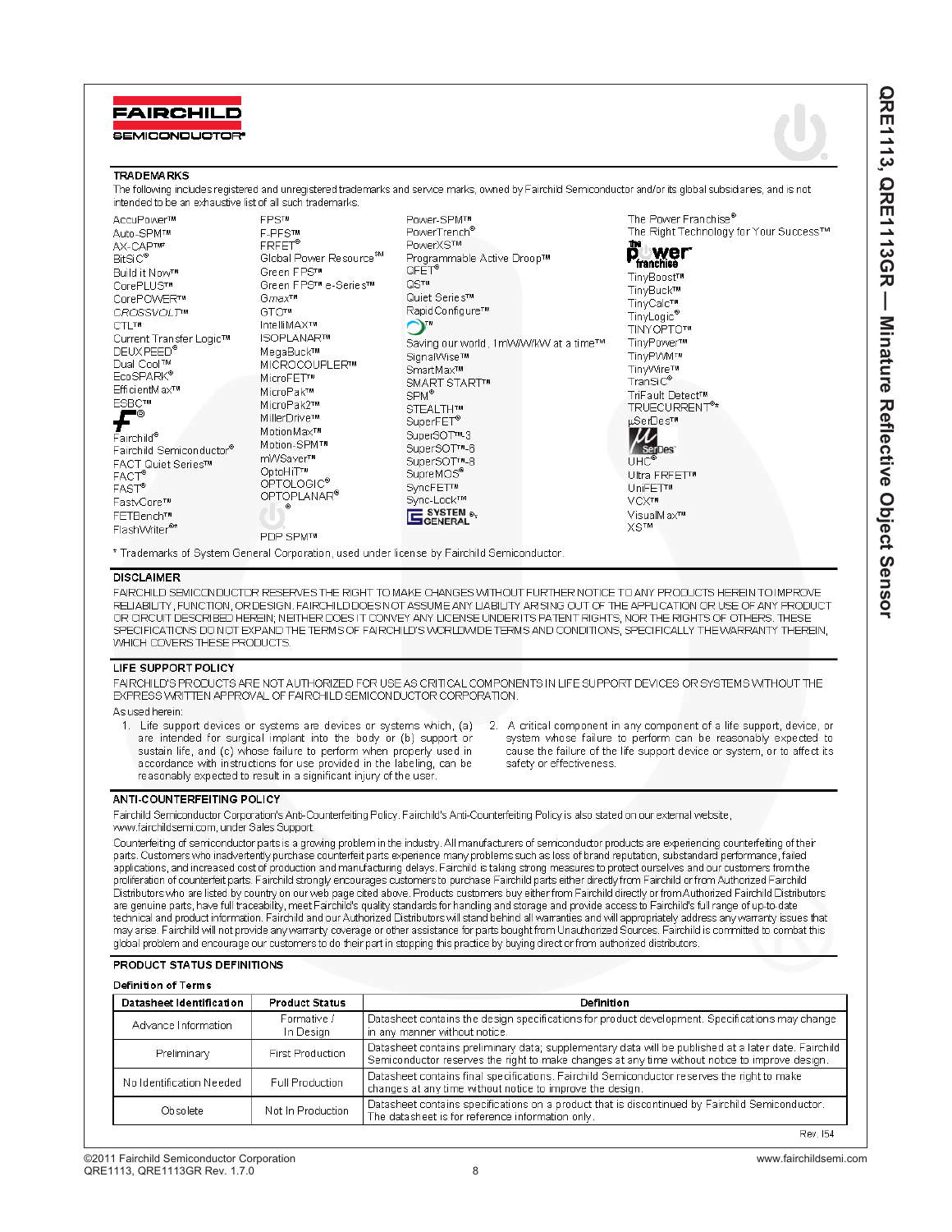## TRADEMARKS

The following includes registered and unregistered trademarks and service marks, owned by Fairchild Semiconductor and/or its global subsidiaries, and is not intended to be an exhaustive list of all such trademarks.

AccuPower™
Auto-SPM™
AX-CAP™*
BitSiC®
Build it Now™
CorePLUS™
CorePOWER™
*CROSSVOLT*™
CTL™
Current Transfer Logic™
DEUXPEED®
Dual Cool™
EcoSPARK®
EfficientMax™
ESBC™
®
Fairchild®
Fairchild Semiconductor®
FACT Quiet Series™
FACT®
FAST®
FastvCore™
FETBench™
FlashWriter®*

FPS™
F-PFS™
FRFET®
Global Power Resource℠
Green FPS™
Green FPS™ e-Series™
Gmax™
GTO™
IntelliMAX™
ISOPLANAR™
MegaBuck™
MICROCOUPLER™
MicroFET™
MicroPak™
MicroPak2™
MillerDrive™
MotionMax™
Motion-SPM™
mWSaver™
OptoHiT™
OPTOLOGIC®
OPTOPLANAR®
®
PDP SPM™

Power-SPM™
PowerTrench®
PowerXS™
Programmable Active Droop™
QFET®
QS™
Quiet Series™
RapidConfigure™
™
Saving our world, 1mW/W/kW at a time™
SignalWise™
SmartMax™
SMART START™
SPM®
STEALTH™
SuperFET®
SuperSOT™-3
SuperSOT™-6
SuperSOT™-8
SupreMOS®
SyncFET™
Sync-Lock™
SYSTEM GENERAL®*

The Power Franchise®
The Right Technology for Your Success™
The Power Franchise
TinyBoost™
TinyBuck™
TinyCalc™
TinyLogic®
TINYOPTO™
TinyPower™
TinyPWM™
TinyWire™
TranSiC®
TriFault Detect™
TRUECURRENT®*
μSerDes™
μSerDes
UHC®
Ultra FRFET™
UniFET™
VCX™
VisualMax™
XS™

* Trademarks of System General Corporation, used under license by Fairchild Semiconductor.

## DISCLAIMER

FAIRCHILD SEMICONDUCTOR RESERVES THE RIGHT TO MAKE CHANGES WITHOUT FURTHER NOTICE TO ANY PRODUCTS HEREIN TO IMPROVE RELIABILITY, FUNCTION, OR DESIGN. FAIRCHILD DOES NOT ASSUME ANY LIABILITY ARISING OUT OF THE APPLICATION OR USE OF ANY PRODUCT OR CIRCUIT DESCRIBED HEREIN; NEITHER DOES IT CONVEY ANY LICENSE UNDER ITS PATENT RIGHTS, NOR THE RIGHTS OF OTHERS. THESE SPECIFICATIONS DO NOT EXPAND THE TERMS OF FAIRCHILD'S WORLDWIDE TERMS AND CONDITIONS, SPECIFICALLY THE WARRANTY THEREIN, WHICH COVERS THESE PRODUCTS.

## LIFE SUPPORT POLICY

FAIRCHILD'S PRODUCTS ARE NOT AUTHORIZED FOR USE AS CRITICAL COMPONENTS IN LIFE SUPPORT DEVICES OR SYSTEMS WITHOUT THE EXPRESS WRITTEN APPROVAL OF FAIRCHILD SEMICONDUCTOR CORPORATION.

As used herein:

1. Life support devices or systems are devices or systems which, (a) are intended for surgical implant into the body or (b) support or sustain life, and (c) whose failure to perform when properly used in accordance with instructions for use provided in the labeling, can be reasonably expected to result in a significant injury of the user.
2. A critical component in any component of a life support, device, or system whose failure to perform can be reasonably expected to cause the failure of the life support device or system, or to affect its safety or effectiveness.

## ANTI-COUNTERFEITING POLICY

Fairchild Semiconductor Corporation's Anti-Counterfeiting Policy. Fairchild's Anti-Counterfeiting Policy is also stated on our external website, www.fairchildsemi.com, under Sales Support.

Counterfeiting of semiconductor parts is a growing problem in the industry. All manufacturers of semiconductor products are experiencing counterfeiting of their parts. Customers who inadvertently purchase counterfeit parts experience many problems such as loss of brand reputation, substandard performance, failed applications, and increased cost of production and manufacturing delays. Fairchild is taking strong measures to protect ourselves and our customers from the proliferation of counterfeit parts. Fairchild strongly encourages customers to purchase Fairchild parts either directly from Fairchild or from Authorized Fairchild Distributors who are listed by country on our web page cited above. Products customers buy either from Fairchild directly or from Authorized Fairchild Distributors are genuine parts, have full traceability, meet Fairchild's quality standards for handling and storage and provide access to Fairchild's full range of up-to-date technical and product information. Fairchild and our Authorized Distributors will stand behind all warranties and will appropriately address any warranty issues that may arise. Fairchild will not provide any warranty coverage or other assistance for parts bought from Unauthorized Sources. Fairchild is committed to combat this global problem and encourage our customers to do their part in stopping this practice by buying direct or from authorized distributors.

## PRODUCT STATUS DEFINITIONS

### Definition of Terms

| Datasheet Identification | Product Status | Definition |
|---|---|---|
| Advance Information | Formative / In Design | Datasheet contains the design specifications for product development. Specifications may change in any manner without notice. |
| Preliminary | First Production | Datasheet contains preliminary data; supplementary data will be published at a later date. Fairchild Semiconductor reserves the right to make changes at any time without notice to improve design. |
| No Identification Needed | Full Production | Datasheet contains final specifications. Fairchild Semiconductor reserves the right to make changes at any time without notice to improve the design. |
| Obsolete | Not In Production | Datasheet contains specifications on a product that is discontinued by Fairchild Semiconductor. The datasheet is for reference information only. |

Rev. I54